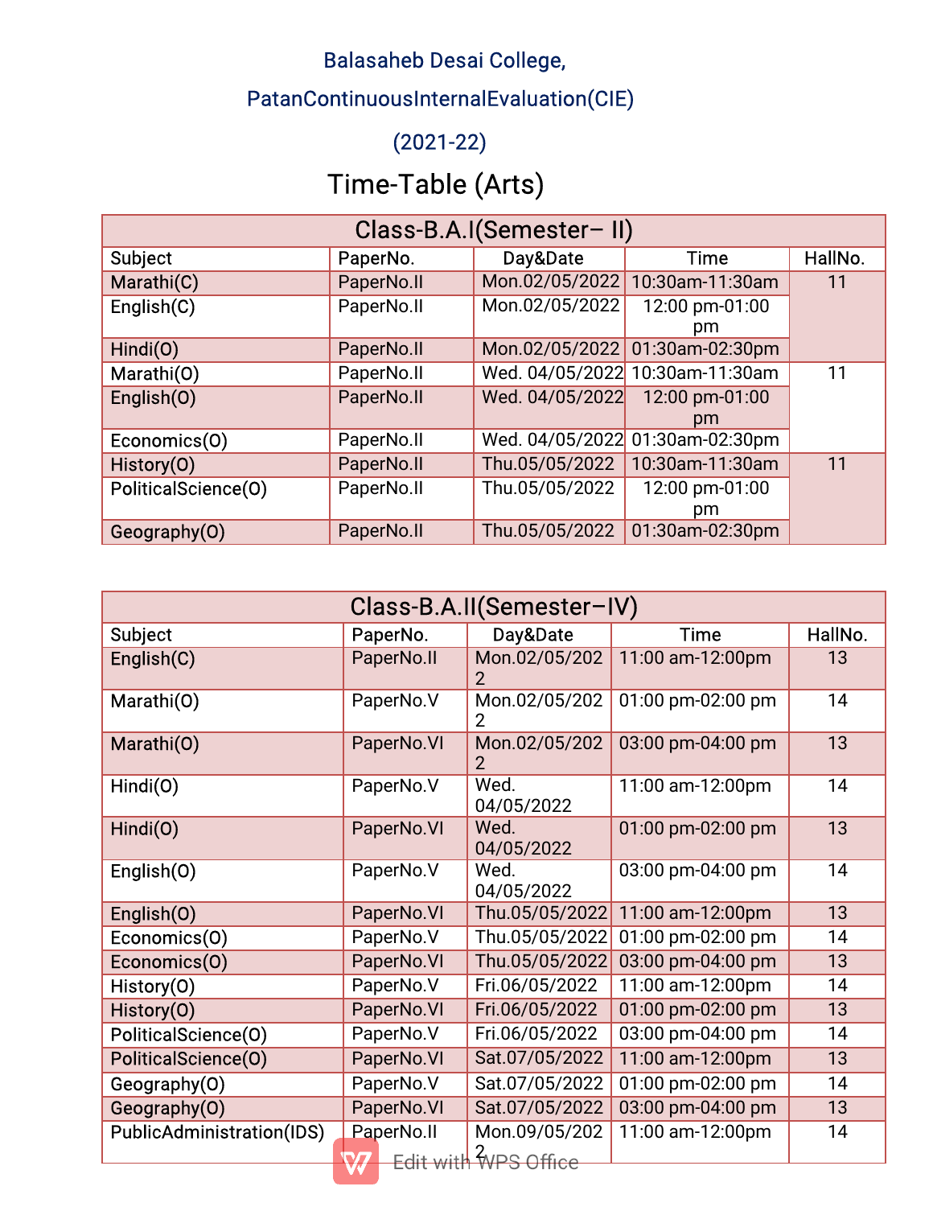Balasaheb Desai College,

PatanContinuousInternalEvaluation(CIE)

(2021-22)

# Time-Table (Arts)

| Class-B.A.I(Semester– II) | | | | |
|---|---|---|---|---|
| Subject | PaperNo. | Day&Date | Time | HallNo. |
| Marathi(C) | PaperNo.II | Mon.02/05/2022 | 10:30am-11:30am | 11 |
| English(C) | PaperNo.II | Mon.02/05/2022 | 12:00 pm-01:00 pm | |
| Hindi(O) | PaperNo.II | Mon.02/05/2022 | 01:30am-02:30pm | |
| Marathi(O) | PaperNo.II | Wed. 04/05/2022 | 10:30am-11:30am | 11 |
| English(O) | PaperNo.II | Wed. 04/05/2022 | 12:00 pm-01:00 pm | |
| Economics(O) | PaperNo.II | Wed. 04/05/2022 | 01:30am-02:30pm | |
| History(O) | PaperNo.II | Thu.05/05/2022 | 10:30am-11:30am | 11 |
| PoliticalScience(O) | PaperNo.II | Thu.05/05/2022 | 12:00 pm-01:00 pm | |
| Geography(O) | PaperNo.II | Thu.05/05/2022 | 01:30am-02:30pm | |

| Class-B.A.II(Semester–IV) | | | | |
|---|---|---|---|---|
| Subject | PaperNo. | Day&Date | Time | HallNo. |
| English(C) | PaperNo.II | Mon.02/05/2022 | 11:00 am-12:00pm | 13 |
| Marathi(O) | PaperNo.V | Mon.02/05/2022 | 01:00 pm-02:00 pm | 14 |
| Marathi(O) | PaperNo.VI | Mon.02/05/2022 | 03:00 pm-04:00 pm | 13 |
| Hindi(O) | PaperNo.V | Wed. 04/05/2022 | 11:00 am-12:00pm | 14 |
| Hindi(O) | PaperNo.VI | Wed. 04/05/2022 | 01:00 pm-02:00 pm | 13 |
| English(O) | PaperNo.V | Wed. 04/05/2022 | 03:00 pm-04:00 pm | 14 |
| English(O) | PaperNo.VI | Thu.05/05/2022 | 11:00 am-12:00pm | 13 |
| Economics(O) | PaperNo.V | Thu.05/05/2022 | 01:00 pm-02:00 pm | 14 |
| Economics(O) | PaperNo.VI | Thu.05/05/2022 | 03:00 pm-04:00 pm | 13 |
| History(O) | PaperNo.V | Fri.06/05/2022 | 11:00 am-12:00pm | 14 |
| History(O) | PaperNo.VI | Fri.06/05/2022 | 01:00 pm-02:00 pm | 13 |
| PoliticalScience(O) | PaperNo.V | Fri.06/05/2022 | 03:00 pm-04:00 pm | 14 |
| PoliticalScience(O) | PaperNo.VI | Sat.07/05/2022 | 11:00 am-12:00pm | 13 |
| Geography(O) | PaperNo.V | Sat.07/05/2022 | 01:00 pm-02:00 pm | 14 |
| Geography(O) | PaperNo.VI | Sat.07/05/2022 | 03:00 pm-04:00 pm | 13 |
| PublicAdministration(IDS) | PaperNo.II | Mon.09/05/2022 | 11:00 am-12:00pm | 14 |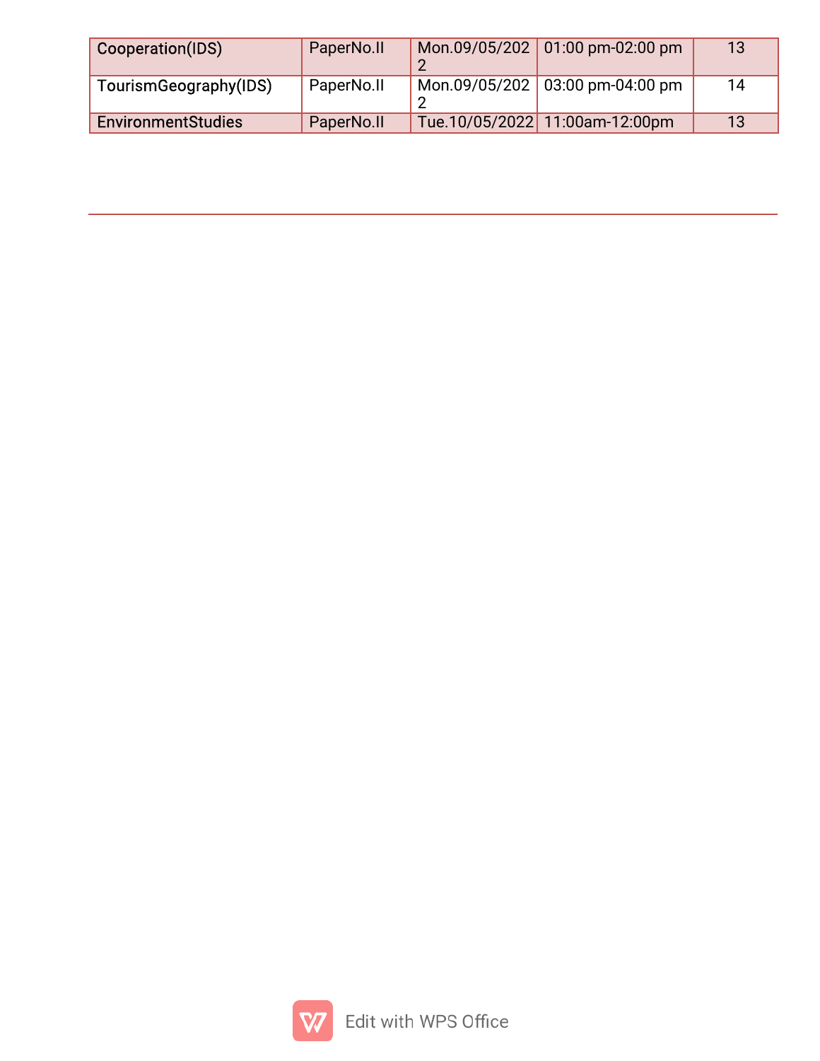| Cooperation(IDS) | PaperNo.II | Mon.09/05/2022 | 01:00 pm-02:00 pm | 13 |
| --- | --- | --- | --- | --- |
| TourismGeography(IDS) | PaperNo.II | Mon.09/05/2022 | 03:00 pm-04:00 pm | 14 |
| EnvironmentStudies | PaperNo.II | Tue.10/05/2022 | 11:00am-12:00pm | 13 |

---

Edit with WPS Office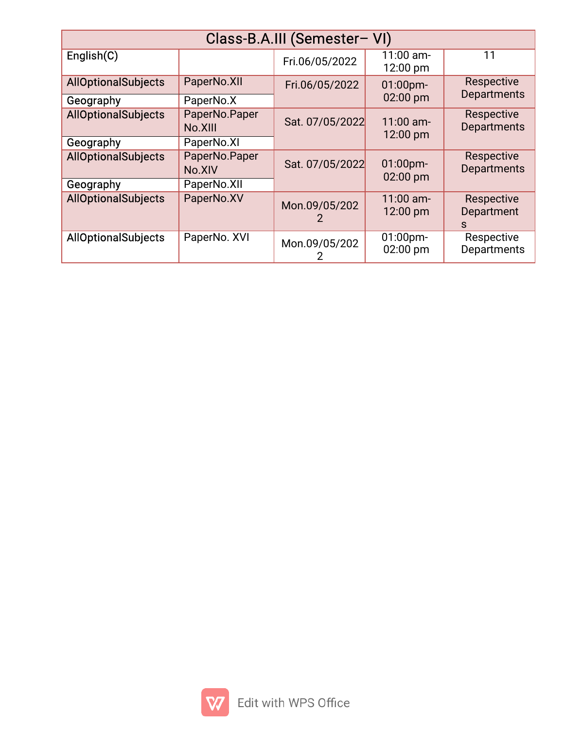| Class-B.A.III (Semester– VI) | | | | |
|---|---|---|---|---|
| English(C) | | Fri.06/05/2022 | 11:00 am-12:00 pm | 11 |
| AllOptionalSubjects | PaperNo.XII | Fri.06/05/2022 | 01:00pm-02:00 pm | Respective Departments |
| Geography | PaperNo.X | | | |
| AllOptionalSubjects | PaperNo.Paper No.XIII | Sat. 07/05/2022 | 11:00 am-12:00 pm | Respective Departments |
| Geography | PaperNo.XI | | | |
| AllOptionalSubjects | PaperNo.Paper No.XIV | Sat. 07/05/2022 | 01:00pm-02:00 pm | Respective Departments |
| Geography | PaperNo.XII | | | |
| AllOptionalSubjects | PaperNo.XV | Mon.09/05/2022 | 11:00 am-12:00 pm | Respective Departments |
| AllOptionalSubjects | PaperNo. XVI | Mon.09/05/2022 | 01:00pm-02:00 pm | Respective Departments |

Edit with WPS Office